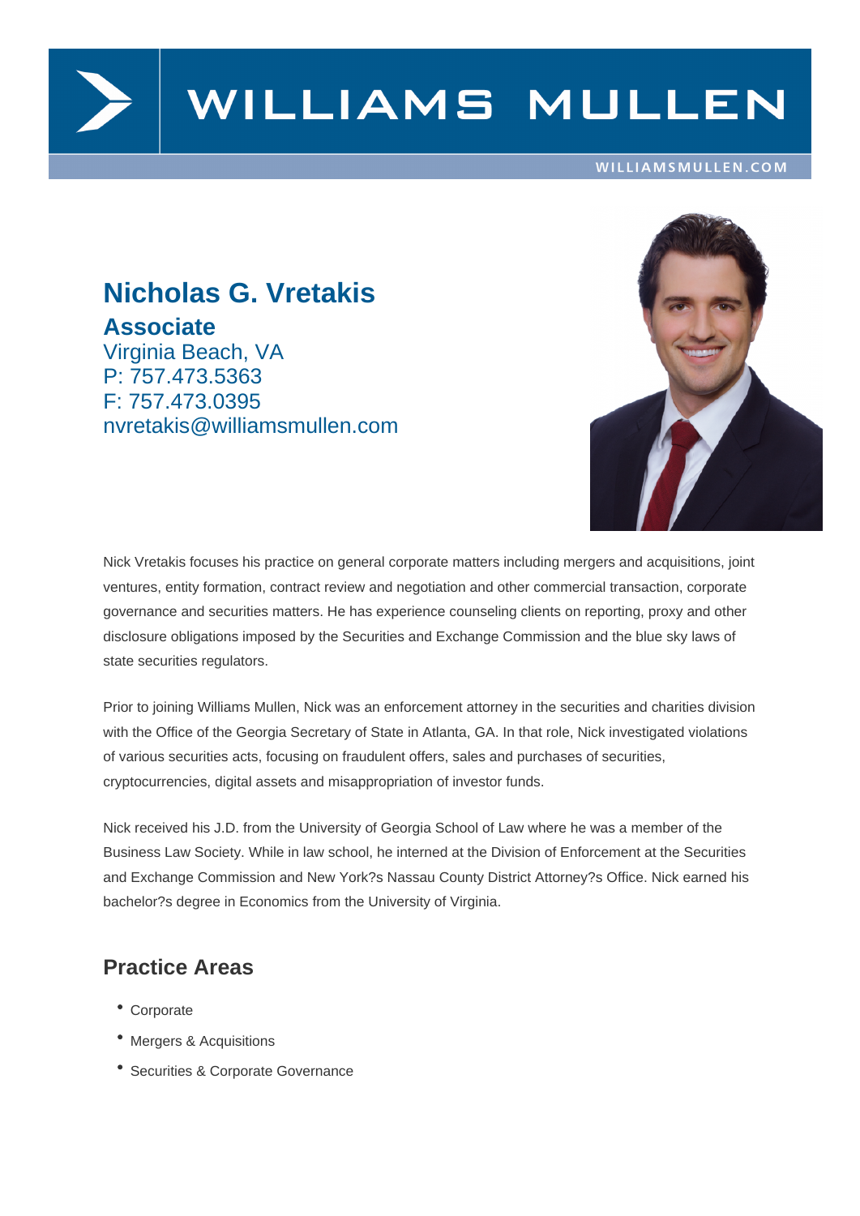# Nicholas G. Vretakis

## Associate

Virginia Beach, VA
P: 757.473.5363
F: 757.473.0395
nvretakis@williamsmullen.com

Nick Vretakis focuses his practice on general corporate matters including mergers and acquisitions, joint ventures, entity formation, contract review and negotiation and other commercial transaction, corporate governance and securities matters. He has experience counseling clients on reporting, proxy and other disclosure obligations imposed by the Securities and Exchange Commission and the blue sky laws of state securities regulators.

Prior to joining Williams Mullen, Nick was an enforcement attorney in the securities and charities division with the Office of the Georgia Secretary of State in Atlanta, GA. In that role, Nick investigated violations of various securities acts, focusing on fraudulent offers, sales and purchases of securities, cryptocurrencies, digital assets and misappropriation of investor funds.

Nick received his J.D. from the University of Georgia School of Law where he was a member of the Business Law Society. While in law school, he interned at the Division of Enforcement at the Securities and Exchange Commission and New York?s Nassau County District Attorney?s Office. Nick earned his bachelor?s degree in Economics from the University of Virginia.

## Practice Areas

- Corporate
- Mergers & Acquisitions
- Securities & Corporate Governance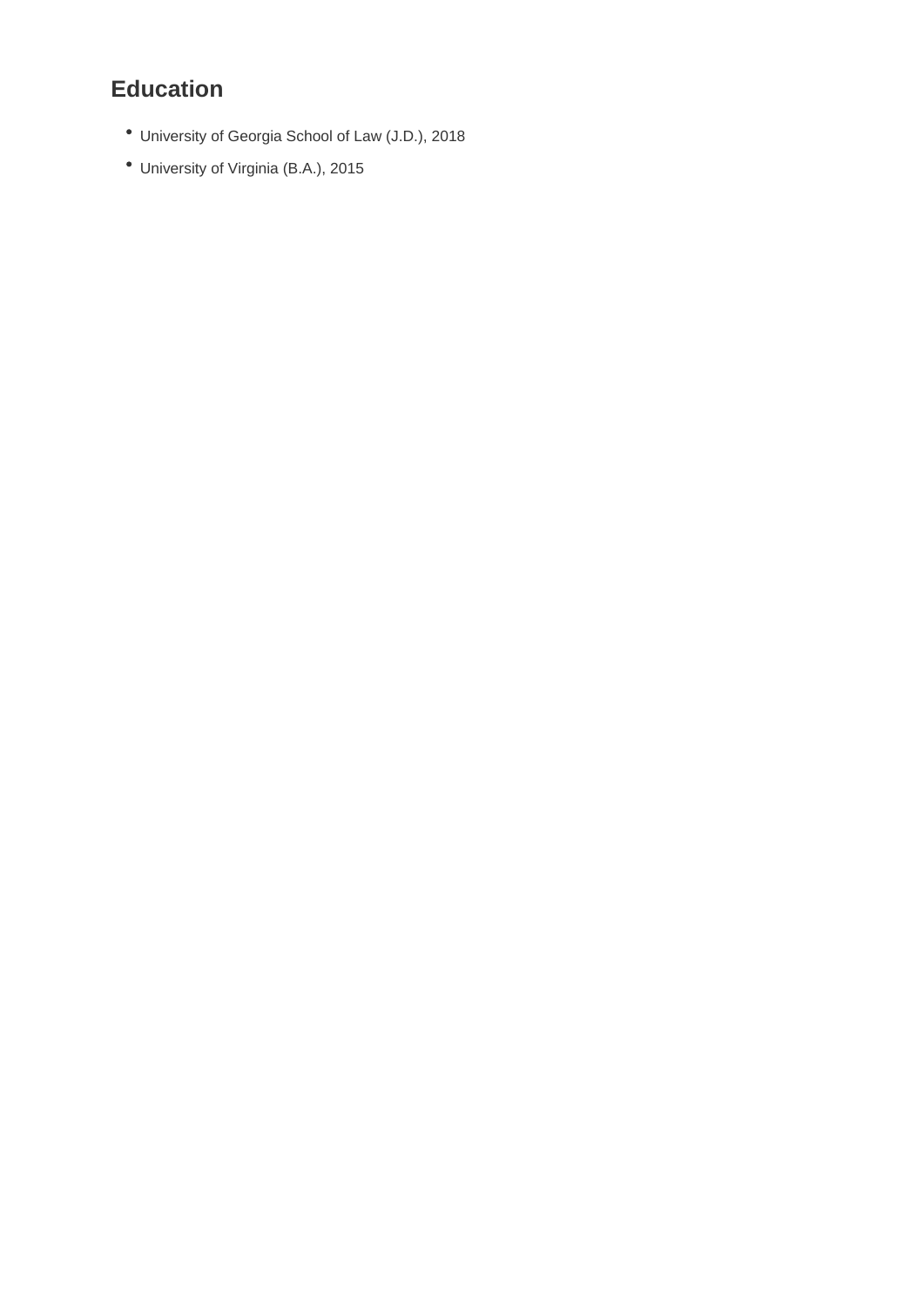## Education

- University of Georgia School of Law (J.D.), 2018
- University of Virginia (B.A.), 2015